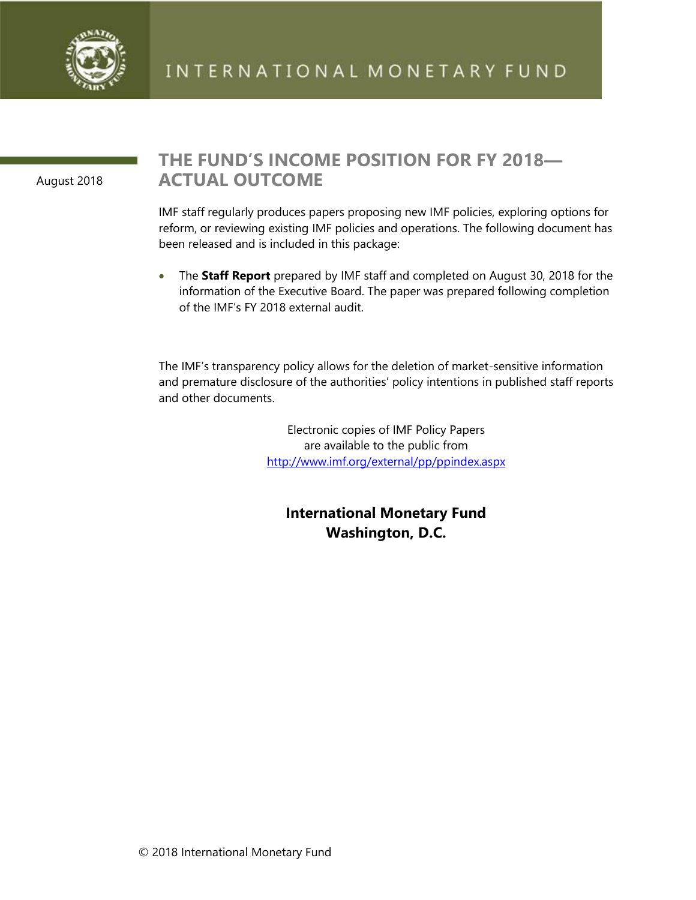INTERNATIONAL MONETARY FUND

August 2018

# THE FUND'S INCOME POSITION FOR FY 2018—ACTUAL OUTCOME

IMF staff regularly produces papers proposing new IMF policies, exploring options for reform, or reviewing existing IMF policies and operations. The following document has been released and is included in this package:

- The **Staff Report** prepared by IMF staff and completed on August 30, 2018 for the information of the Executive Board. The paper was prepared following completion of the IMF's FY 2018 external audit.

The IMF's transparency policy allows for the deletion of market-sensitive information and premature disclosure of the authorities' policy intentions in published staff reports and other documents.

Electronic copies of IMF Policy Papers
are available to the public from
http://www.imf.org/external/pp/ppindex.aspx

**International Monetary Fund**
**Washington, D.C.**

© 2018 International Monetary Fund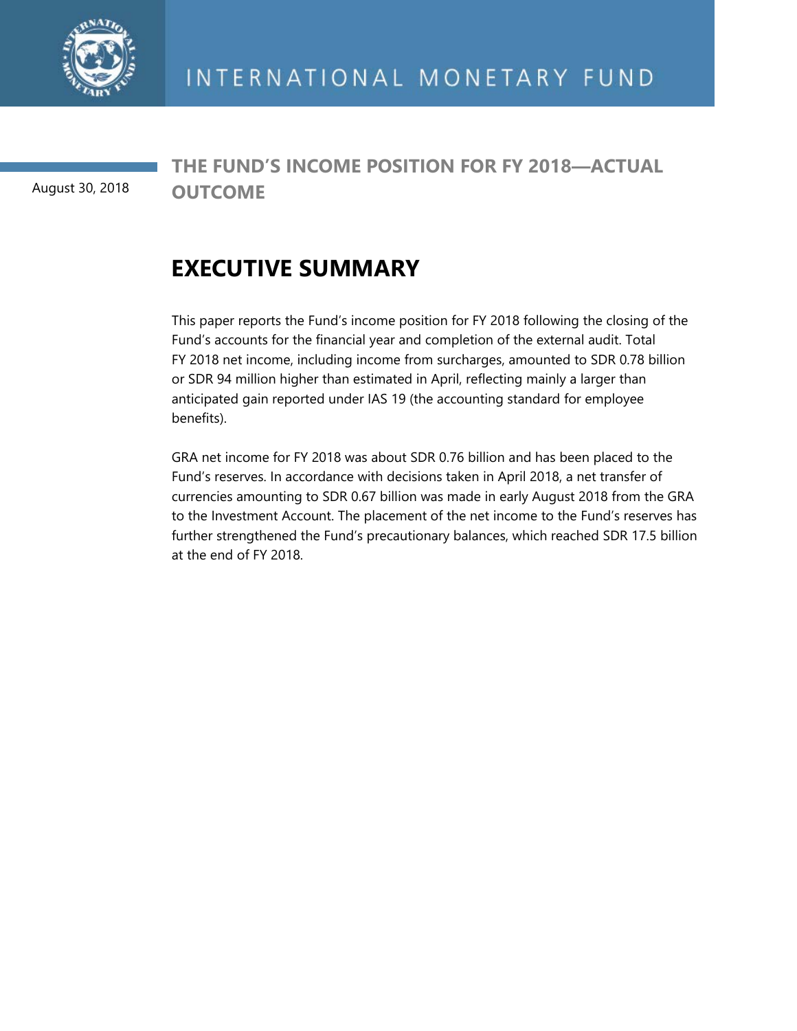August 30, 2018

# THE FUND'S INCOME POSITION FOR FY 2018—ACTUAL OUTCOME

## EXECUTIVE SUMMARY

This paper reports the Fund's income position for FY 2018 following the closing of the Fund's accounts for the financial year and completion of the external audit. Total FY 2018 net income, including income from surcharges, amounted to SDR 0.78 billion or SDR 94 million higher than estimated in April, reflecting mainly a larger than anticipated gain reported under IAS 19 (the accounting standard for employee benefits).

GRA net income for FY 2018 was about SDR 0.76 billion and has been placed to the Fund's reserves. In accordance with decisions taken in April 2018, a net transfer of currencies amounting to SDR 0.67 billion was made in early August 2018 from the GRA to the Investment Account. The placement of the net income to the Fund's reserves has further strengthened the Fund's precautionary balances, which reached SDR 17.5 billion at the end of FY 2018.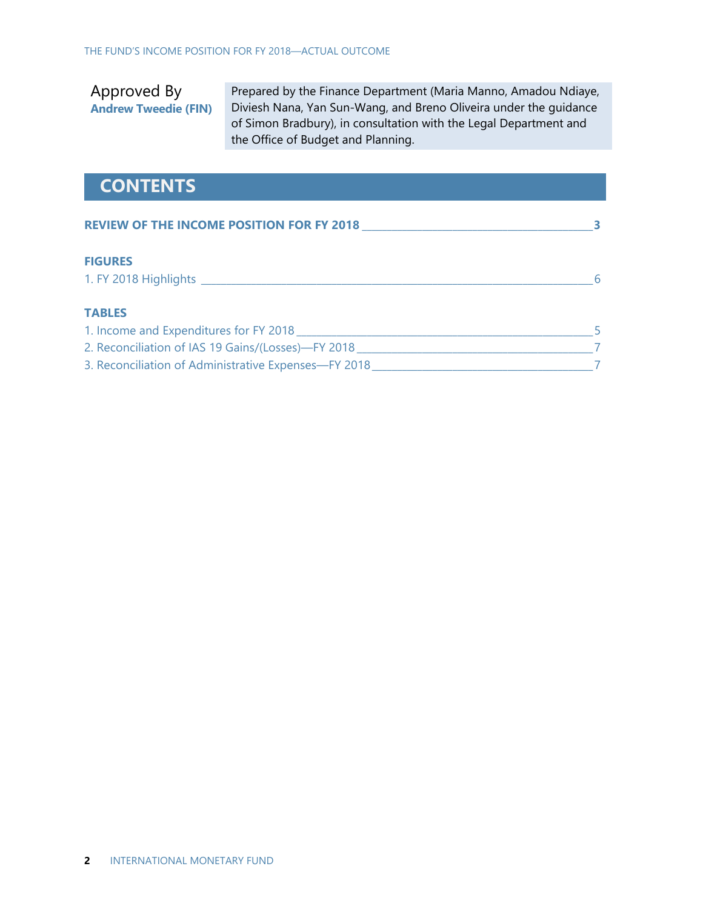Approved By
**Andrew Tweedie (FIN)**

Prepared by the Finance Department (Maria Manno, Amadou Ndiaye, Diviesh Nana, Yan Sun-Wang, and Breno Oliveira under the guidance of Simon Bradbury), in consultation with the Legal Department and the Office of Budget and Planning.

# CONTENTS

**REVIEW OF THE INCOME POSITION FOR FY 2018** ____ **3**

**FIGURES**

1. FY 2018 Highlights ____ 6

**TABLES**

1. Income and Expenditures for FY 2018 ____ 5
2. Reconciliation of IAS 19 Gains/(Losses)—FY 2018 ____ 7
3. Reconciliation of Administrative Expenses—FY 2018 ____ 7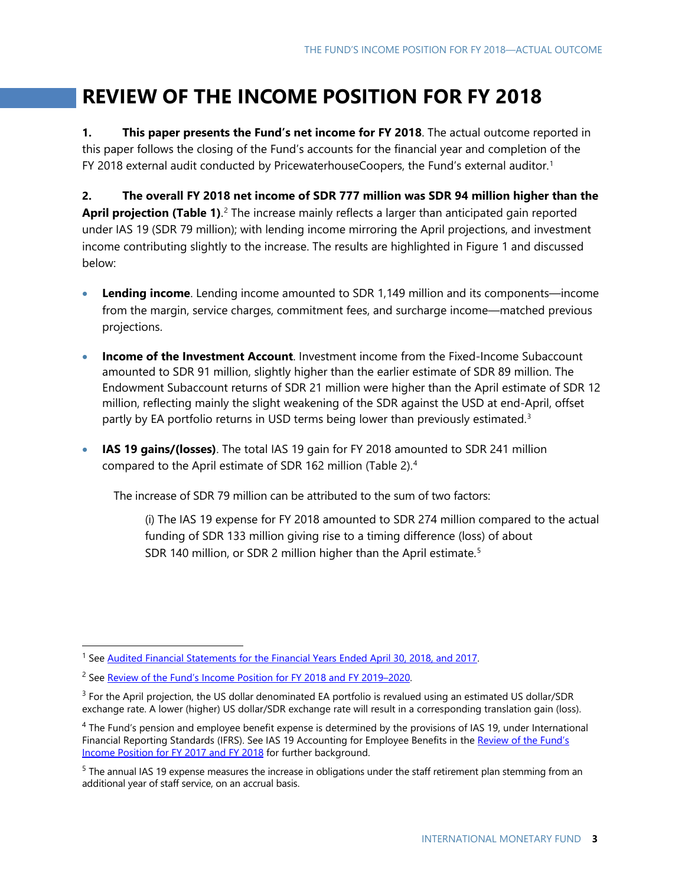# REVIEW OF THE INCOME POSITION FOR FY 2018

**1. This paper presents the Fund's net income for FY 2018**. The actual outcome reported in this paper follows the closing of the Fund's accounts for the financial year and completion of the FY 2018 external audit conducted by PricewaterhouseCoopers, the Fund's external auditor.[1]

**2. The overall FY 2018 net income of SDR 777 million was SDR 94 million higher than the April projection (Table 1)**.[2] The increase mainly reflects a larger than anticipated gain reported under IAS 19 (SDR 79 million); with lending income mirroring the April projections, and investment income contributing slightly to the increase. The results are highlighted in Figure 1 and discussed below:

- **Lending income**. Lending income amounted to SDR 1,149 million and its components—income from the margin, service charges, commitment fees, and surcharge income—matched previous projections.

- **Income of the Investment Account**. Investment income from the Fixed-Income Subaccount amounted to SDR 91 million, slightly higher than the earlier estimate of SDR 89 million. The Endowment Subaccount returns of SDR 21 million were higher than the April estimate of SDR 12 million, reflecting mainly the slight weakening of the SDR against the USD at end-April, offset partly by EA portfolio returns in USD terms being lower than previously estimated.[3]

- **IAS 19 gains/(losses)**. The total IAS 19 gain for FY 2018 amounted to SDR 241 million compared to the April estimate of SDR 162 million (Table 2).[4]

  The increase of SDR 79 million can be attributed to the sum of two factors:

  (i) The IAS 19 expense for FY 2018 amounted to SDR 274 million compared to the actual funding of SDR 133 million giving rise to a timing difference (loss) of about SDR 140 million, or SDR 2 million higher than the April estimate.[5]

---

[1] See Audited Financial Statements for the Financial Years Ended April 30, 2018, and 2017.

[2] See Review of the Fund's Income Position for FY 2018 and FY 2019–2020.

[3] For the April projection, the US dollar denominated EA portfolio is revalued using an estimated US dollar/SDR exchange rate. A lower (higher) US dollar/SDR exchange rate will result in a corresponding translation gain (loss).

[4] The Fund's pension and employee benefit expense is determined by the provisions of IAS 19, under International Financial Reporting Standards (IFRS). See IAS 19 Accounting for Employee Benefits in the Review of the Fund's Income Position for FY 2017 and FY 2018 for further background.

[5] The annual IAS 19 expense measures the increase in obligations under the staff retirement plan stemming from an additional year of staff service, on an accrual basis.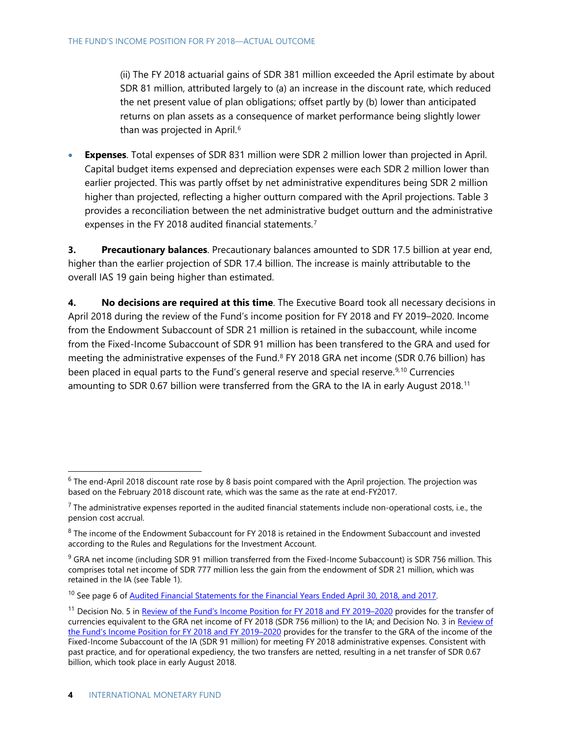(ii) The FY 2018 actuarial gains of SDR 381 million exceeded the April estimate by about SDR 81 million, attributed largely to (a) an increase in the discount rate, which reduced the net present value of plan obligations; offset partly by (b) lower than anticipated returns on plan assets as a consequence of market performance being slightly lower than was projected in April.[6]

- **Expenses**. Total expenses of SDR 831 million were SDR 2 million lower than projected in April. Capital budget items expensed and depreciation expenses were each SDR 2 million lower than earlier projected. This was partly offset by net administrative expenditures being SDR 2 million higher than projected, reflecting a higher outturn compared with the April projections. Table 3 provides a reconciliation between the net administrative budget outturn and the administrative expenses in the FY 2018 audited financial statements.[7]

**3. Precautionary balances**. Precautionary balances amounted to SDR 17.5 billion at year end, higher than the earlier projection of SDR 17.4 billion. The increase is mainly attributable to the overall IAS 19 gain being higher than estimated.

**4. No decisions are required at this time**. The Executive Board took all necessary decisions in April 2018 during the review of the Fund's income position for FY 2018 and FY 2019–2020. Income from the Endowment Subaccount of SDR 21 million is retained in the subaccount, while income from the Fixed-Income Subaccount of SDR 91 million has been transfered to the GRA and used for meeting the administrative expenses of the Fund.[8] FY 2018 GRA net income (SDR 0.76 billion) has been placed in equal parts to the Fund's general reserve and special reserve.[9,10] Currencies amounting to SDR 0.67 billion were transferred from the GRA to the IA in early August 2018.[11]

---

[6] The end-April 2018 discount rate rose by 8 basis point compared with the April projection. The projection was based on the February 2018 discount rate, which was the same as the rate at end-FY2017.

[7] The administrative expenses reported in the audited financial statements include non-operational costs, i.e., the pension cost accrual.

[8] The income of the Endowment Subaccount for FY 2018 is retained in the Endowment Subaccount and invested according to the Rules and Regulations for the Investment Account.

[9] GRA net income (including SDR 91 million transferred from the Fixed-Income Subaccount) is SDR 756 million. This comprises total net income of SDR 777 million less the gain from the endowment of SDR 21 million, which was retained in the IA (see Table 1).

[10] See page 6 of Audited Financial Statements for the Financial Years Ended April 30, 2018, and 2017.

[11] Decision No. 5 in Review of the Fund's Income Position for FY 2018 and FY 2019–2020 provides for the transfer of currencies equivalent to the GRA net income of FY 2018 (SDR 756 million) to the IA; and Decision No. 3 in Review of the Fund's Income Position for FY 2018 and FY 2019–2020 provides for the transfer to the GRA of the income of the Fixed-Income Subaccount of the IA (SDR 91 million) for meeting FY 2018 administrative expenses. Consistent with past practice, and for operational expediency, the two transfers are netted, resulting in a net transfer of SDR 0.67 billion, which took place in early August 2018.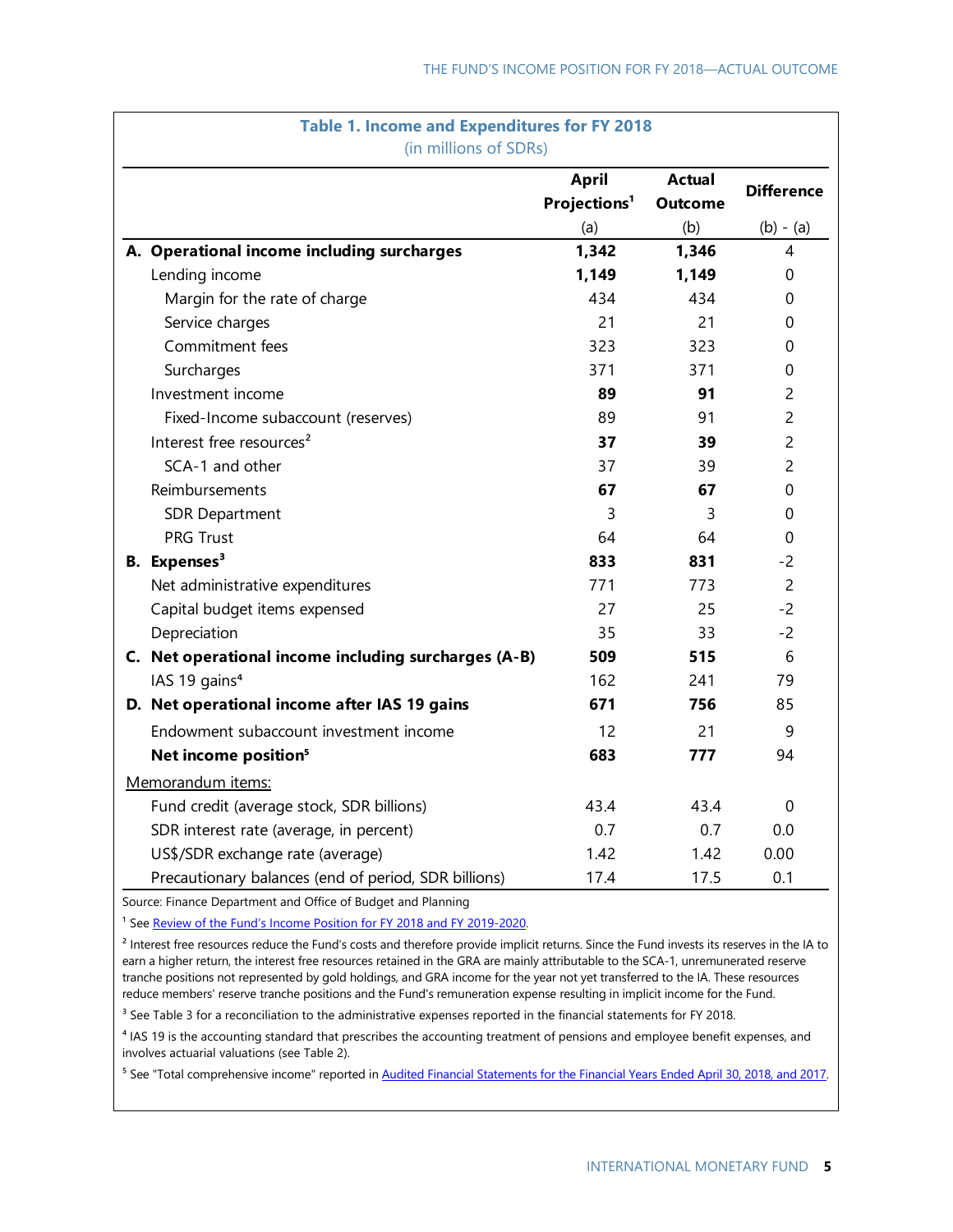**Table 1. Income and Expenditures for FY 2018**
(in millions of SDRs)

| | April Projections[1] (a) | Actual Outcome (b) | Difference (b) - (a) |
|---|---|---|---|
| **A. Operational income including surcharges** | **1,342** | **1,346** | 4 |
| Lending income | **1,149** | **1,149** | 0 |
| Margin for the rate of charge | 434 | 434 | 0 |
| Service charges | 21 | 21 | 0 |
| Commitment fees | 323 | 323 | 0 |
| Surcharges | 371 | 371 | 0 |
| Investment income | **89** | **91** | 2 |
| Fixed-Income subaccount (reserves) | 89 | 91 | 2 |
| Interest free resources[2] | **37** | **39** | 2 |
| SCA-1 and other | 37 | 39 | 2 |
| Reimbursements | **67** | **67** | 0 |
| SDR Department | 3 | 3 | 0 |
| PRG Trust | 64 | 64 | 0 |
| **B. Expenses[3]** | **833** | **831** | -2 |
| Net administrative expenditures | 771 | 773 | 2 |
| Capital budget items expensed | 27 | 25 | -2 |
| Depreciation | 35 | 33 | -2 |
| **C. Net operational income including surcharges (A-B)** | **509** | **515** | 6 |
| IAS 19 gains[4] | 162 | 241 | 79 |
| **D. Net operational income after IAS 19 gains** | **671** | **756** | 85 |
| Endowment subaccount investment income | 12 | 21 | 9 |
| **Net income position[5]** | **683** | **777** | 94 |
| Memorandum items: | | | |
| Fund credit (average stock, SDR billions) | 43.4 | 43.4 | 0 |
| SDR interest rate (average, in percent) | 0.7 | 0.7 | 0.0 |
| US$/SDR exchange rate (average) | 1.42 | 1.42 | 0.00 |
| Precautionary balances (end of period, SDR billions) | 17.4 | 17.5 | 0.1 |

Source: Finance Department and Office of Budget and Planning

[1] See Review of the Fund's Income Position for FY 2018 and FY 2019-2020.

[2] Interest free resources reduce the Fund's costs and therefore provide implicit returns. Since the Fund invests its reserves in the IA to earn a higher return, the interest free resources retained in the GRA are mainly attributable to the SCA-1, unremunerated reserve tranche positions not represented by gold holdings, and GRA income for the year not yet transferred to the IA. These resources reduce members' reserve tranche positions and the Fund's remuneration expense resulting in implicit income for the Fund.

[3] See Table 3 for a reconciliation to the administrative expenses reported in the financial statements for FY 2018.

[4] IAS 19 is the accounting standard that prescribes the accounting treatment of pensions and employee benefit expenses, and involves actuarial valuations (see Table 2).

[5] See "Total comprehensive income" reported in Audited Financial Statements for the Financial Years Ended April 30, 2018, and 2017.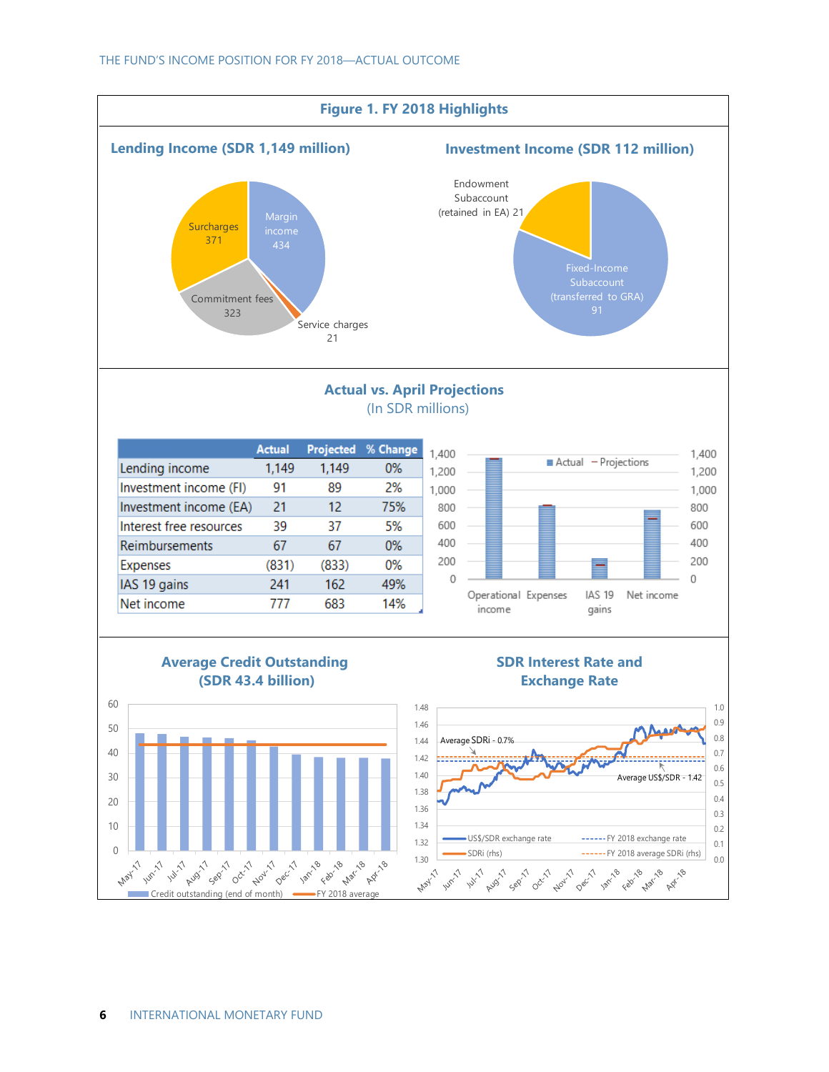## Figure 1. FY 2018 Highlights

### Lending Income (SDR 1,149 million)

Margin income 434

Surcharges 371

Commitment fees 323

Service charges 21

### Investment Income (SDR 112 million)

Endowment Subaccount (retained in EA) 21

Fixed-Income Subaccount (transferred to GRA) 91

### Actual vs. April Projections
(In SDR millions)

| | Actual | Projected | % Change |
|---|---|---|---|
| Lending income | 1,149 | 1,149 | 0% |
| Investment income (FI) | 91 | 89 | 2% |
| Investment income (EA) | 21 | 12 | 75% |
| Interest free resources | 39 | 37 | 5% |
| Reimbursements | 67 | 67 | 0% |
| Expenses | (831) | (833) | 0% |
| IAS 19 gains | 241 | 162 | 49% |
| Net income | 777 | 683 | 14% |

### Average Credit Outstanding (SDR 43.4 billion)

### SDR Interest Rate and Exchange Rate

Average SDRi - 0.7%

Average US$/SDR - 1.42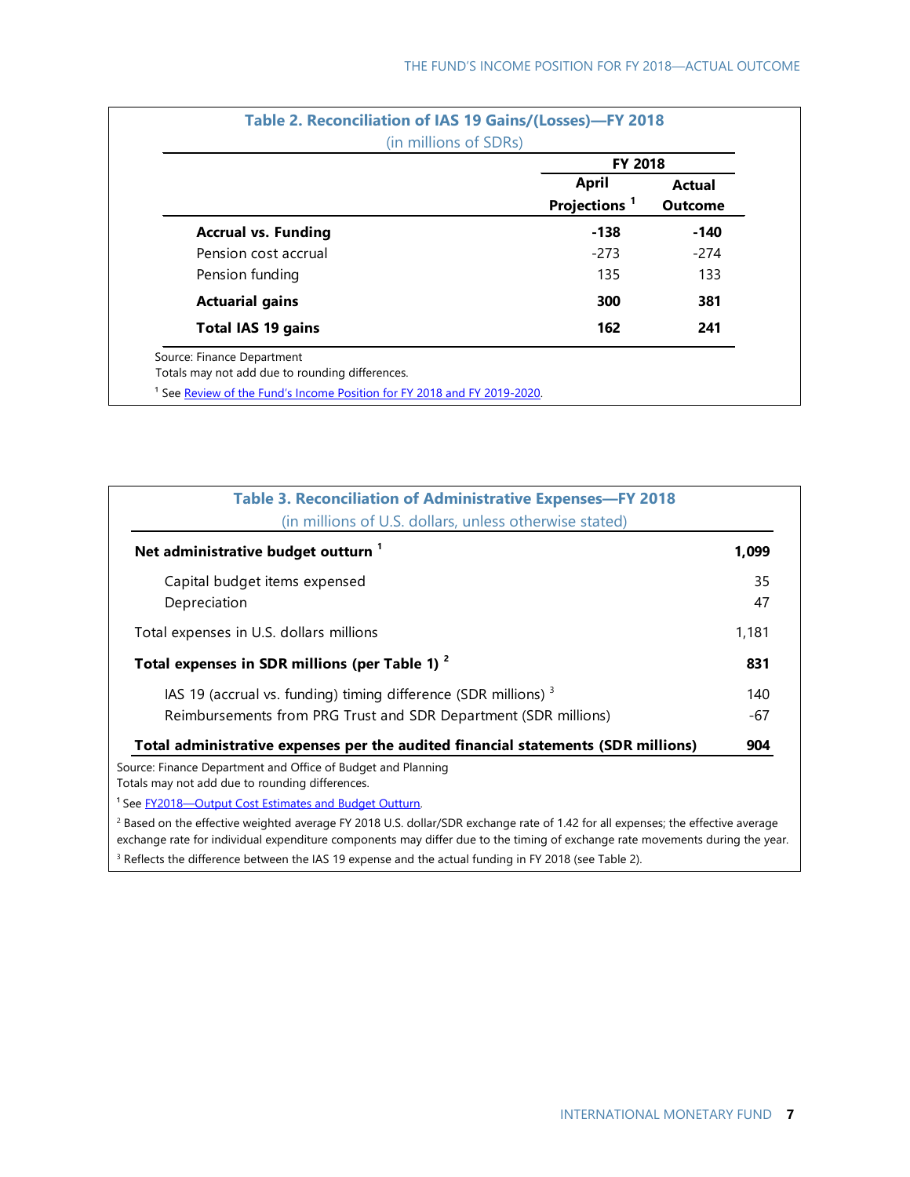**Table 2. Reconciliation of IAS 19 Gains/(Losses)—FY 2018**

(in millions of SDRs)

| | FY 2018 | |
|---|---|---|
| | April Projections [1] | Actual Outcome |
| **Accrual vs. Funding** | **-138** | **-140** |
| Pension cost accrual | -273 | -274 |
| Pension funding | 135 | 133 |
| **Actuarial gains** | **300** | **381** |
| **Total IAS 19 gains** | **162** | **241** |

Source: Finance Department

Totals may not add due to rounding differences.

[1] See Review of the Fund's Income Position for FY 2018 and FY 2019-2020.

**Table 3. Reconciliation of Administrative Expenses—FY 2018**

(in millions of U.S. dollars, unless otherwise stated)

| | |
|---|---|
| **Net administrative budget outturn** [1] | **1,099** |
| Capital budget items expensed | 35 |
| Depreciation | 47 |
| Total expenses in U.S. dollars millions | 1,181 |
| **Total expenses in SDR millions (per Table 1)** [2] | **831** |
| IAS 19 (accrual vs. funding) timing difference (SDR millions) [3] | 140 |
| Reimbursements from PRG Trust and SDR Department (SDR millions) | -67 |
| **Total administrative expenses per the audited financial statements (SDR millions)** | **904** |

Source: Finance Department and Office of Budget and Planning

Totals may not add due to rounding differences.

[1] See FY2018—Output Cost Estimates and Budget Outturn.

[2] Based on the effective weighted average FY 2018 U.S. dollar/SDR exchange rate of 1.42 for all expenses; the effective average exchange rate for individual expenditure components may differ due to the timing of exchange rate movements during the year.

[3] Reflects the difference between the IAS 19 expense and the actual funding in FY 2018 (see Table 2).